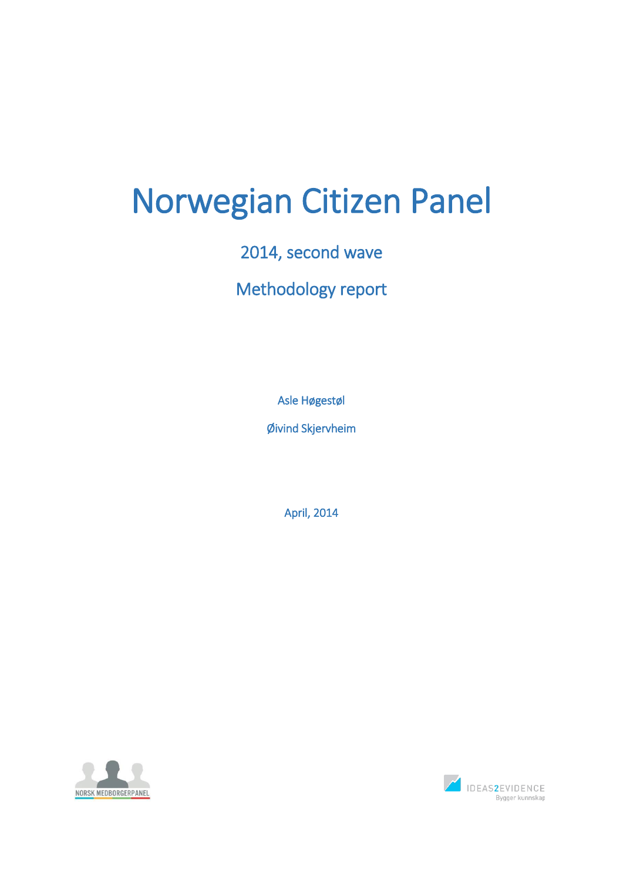# Norwegian Citizen Panel

## 2014, second wave

## Methodology report

Asle Høgestøl

Øivind Skjervheim

April, 2014

NORSK MEDBORGERPANEL

IDEAS2EVIDENCE
Bygger kunnskap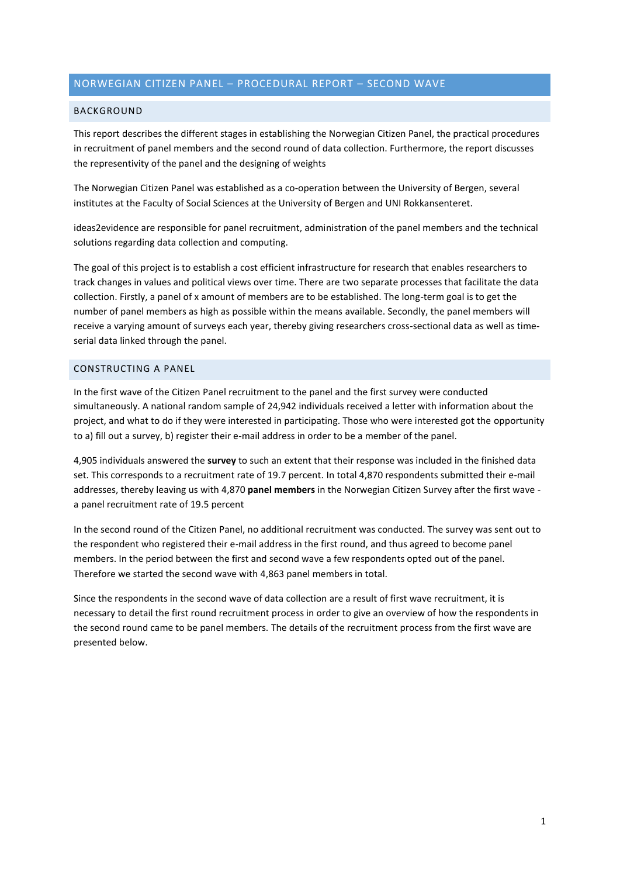## NORWEGIAN CITIZEN PANEL – PROCEDURAL REPORT – SECOND WAVE

### BACKGROUND

This report describes the different stages in establishing the Norwegian Citizen Panel, the practical procedures in recruitment of panel members and the second round of data collection. Furthermore, the report discusses the representivity of the panel and the designing of weights

The Norwegian Citizen Panel was established as a co-operation between the University of Bergen, several institutes at the Faculty of Social Sciences at the University of Bergen and UNI Rokkansenteret.

ideas2evidence are responsible for panel recruitment, administration of the panel members and the technical solutions regarding data collection and computing.

The goal of this project is to establish a cost efficient infrastructure for research that enables researchers to track changes in values and political views over time. There are two separate processes that facilitate the data collection. Firstly, a panel of x amount of members are to be established. The long-term goal is to get the number of panel members as high as possible within the means available. Secondly, the panel members will receive a varying amount of surveys each year, thereby giving researchers cross-sectional data as well as time-serial data linked through the panel.

### CONSTRUCTING A PANEL

In the first wave of the Citizen Panel recruitment to the panel and the first survey were conducted simultaneously. A national random sample of 24,942 individuals received a letter with information about the project, and what to do if they were interested in participating. Those who were interested got the opportunity to a) fill out a survey, b) register their e-mail address in order to be a member of the panel.

4,905 individuals answered the **survey** to such an extent that their response was included in the finished data set. This corresponds to a recruitment rate of 19.7 percent. In total 4,870 respondents submitted their e-mail addresses, thereby leaving us with 4,870 **panel members** in the Norwegian Citizen Survey after the first wave - a panel recruitment rate of 19.5 percent

In the second round of the Citizen Panel, no additional recruitment was conducted. The survey was sent out to the respondent who registered their e-mail address in the first round, and thus agreed to become panel members. In the period between the first and second wave a few respondents opted out of the panel. Therefore we started the second wave with 4,863 panel members in total.

Since the respondents in the second wave of data collection are a result of first wave recruitment, it is necessary to detail the first round recruitment process in order to give an overview of how the respondents in the second round came to be panel members. The details of the recruitment process from the first wave are presented below.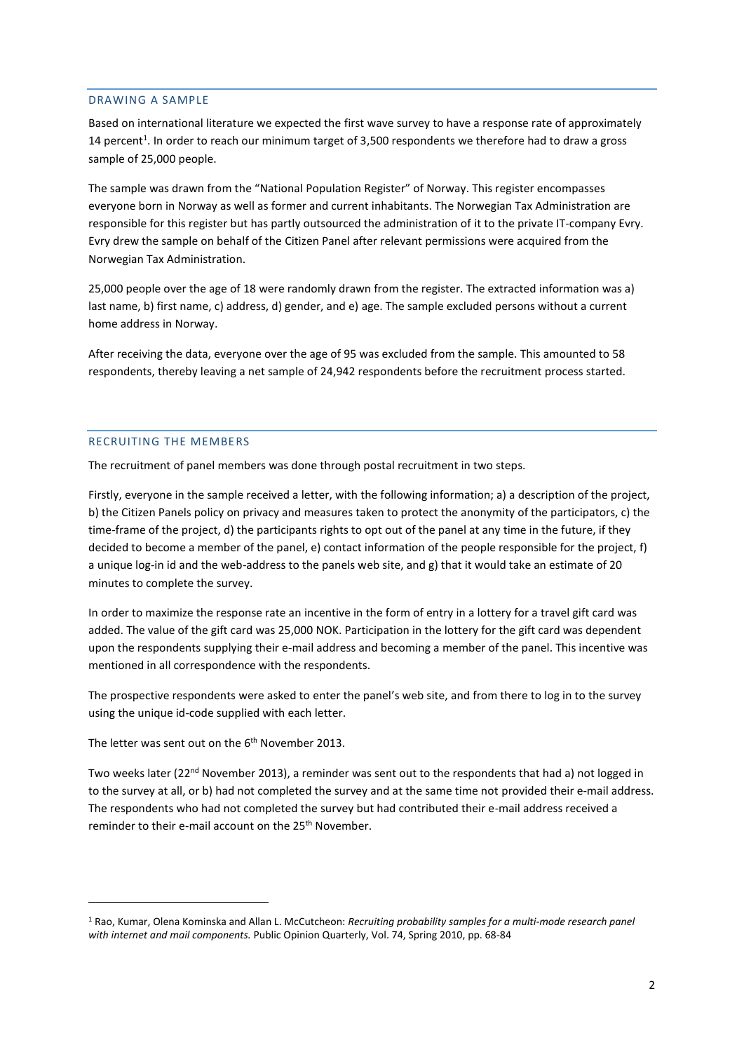## DRAWING A SAMPLE

Based on international literature we expected the first wave survey to have a response rate of approximately 14 percent[1]. In order to reach our minimum target of 3,500 respondents we therefore had to draw a gross sample of 25,000 people.

The sample was drawn from the "National Population Register" of Norway. This register encompasses everyone born in Norway as well as former and current inhabitants. The Norwegian Tax Administration are responsible for this register but has partly outsourced the administration of it to the private IT-company Evry. Evry drew the sample on behalf of the Citizen Panel after relevant permissions were acquired from the Norwegian Tax Administration.

25,000 people over the age of 18 were randomly drawn from the register. The extracted information was a) last name, b) first name, c) address, d) gender, and e) age. The sample excluded persons without a current home address in Norway.

After receiving the data, everyone over the age of 95 was excluded from the sample. This amounted to 58 respondents, thereby leaving a net sample of 24,942 respondents before the recruitment process started.

## RECRUITING THE MEMBERS

The recruitment of panel members was done through postal recruitment in two steps.

Firstly, everyone in the sample received a letter, with the following information; a) a description of the project, b) the Citizen Panels policy on privacy and measures taken to protect the anonymity of the participators, c) the time-frame of the project, d) the participants rights to opt out of the panel at any time in the future, if they decided to become a member of the panel, e) contact information of the people responsible for the project, f) a unique log-in id and the web-address to the panels web site, and g) that it would take an estimate of 20 minutes to complete the survey.

In order to maximize the response rate an incentive in the form of entry in a lottery for a travel gift card was added. The value of the gift card was 25,000 NOK. Participation in the lottery for the gift card was dependent upon the respondents supplying their e-mail address and becoming a member of the panel. This incentive was mentioned in all correspondence with the respondents.

The prospective respondents were asked to enter the panel's web site, and from there to log in to the survey using the unique id-code supplied with each letter.

The letter was sent out on the 6th November 2013.

Two weeks later (22nd November 2013), a reminder was sent out to the respondents that had a) not logged in to the survey at all, or b) had not completed the survey and at the same time not provided their e-mail address. The respondents who had not completed the survey but had contributed their e-mail address received a reminder to their e-mail account on the 25th November.

---

[1] Rao, Kumar, Olena Kominska and Allan L. McCutcheon: *Recruiting probability samples for a multi-mode research panel with internet and mail components.* Public Opinion Quarterly, Vol. 74, Spring 2010, pp. 68-84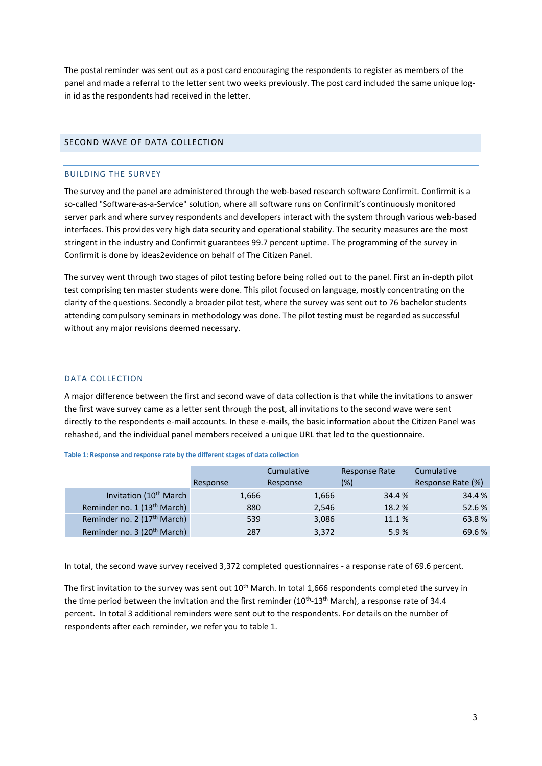The postal reminder was sent out as a post card encouraging the respondents to register as members of the panel and made a referral to the letter sent two weeks previously. The post card included the same unique log-in id as the respondents had received in the letter.

## SECOND WAVE OF DATA COLLECTION

### BUILDING THE SURVEY

The survey and the panel are administered through the web-based research software Confirmit. Confirmit is a so-called "Software-as-a-Service" solution, where all software runs on Confirmit's continuously monitored server park and where survey respondents and developers interact with the system through various web-based interfaces. This provides very high data security and operational stability. The security measures are the most stringent in the industry and Confirmit guarantees 99.7 percent uptime. The programming of the survey in Confirmit is done by ideas2evidence on behalf of The Citizen Panel.

The survey went through two stages of pilot testing before being rolled out to the panel. First an in-depth pilot test comprising ten master students were done. This pilot focused on language, mostly concentrating on the clarity of the questions. Secondly a broader pilot test, where the survey was sent out to 76 bachelor students attending compulsory seminars in methodology was done. The pilot testing must be regarded as successful without any major revisions deemed necessary.

### DATA COLLECTION

A major difference between the first and second wave of data collection is that while the invitations to answer the first wave survey came as a letter sent through the post, all invitations to the second wave were sent directly to the respondents e-mail accounts. In these e-mails, the basic information about the Citizen Panel was rehashed, and the individual panel members received a unique URL that led to the questionnaire.

**Table 1: Response and response rate by the different stages of data collection**

| | Response | Cumulative Response | Response Rate (%) | Cumulative Response Rate (%) |
|---|---|---|---|---|
| Invitation (10th March | 1,666 | 1,666 | 34.4 % | 34.4 % |
| Reminder no. 1 (13th March) | 880 | 2,546 | 18.2 % | 52.6 % |
| Reminder no. 2 (17th March) | 539 | 3,086 | 11.1 % | 63.8 % |
| Reminder no. 3 (20th March) | 287 | 3,372 | 5.9 % | 69.6 % |

In total, the second wave survey received 3,372 completed questionnaires - a response rate of 69.6 percent.

The first invitation to the survey was sent out 10th March. In total 1,666 respondents completed the survey in the time period between the invitation and the first reminder (10th-13th March), a response rate of 34.4 percent. In total 3 additional reminders were sent out to the respondents. For details on the number of respondents after each reminder, we refer you to table 1.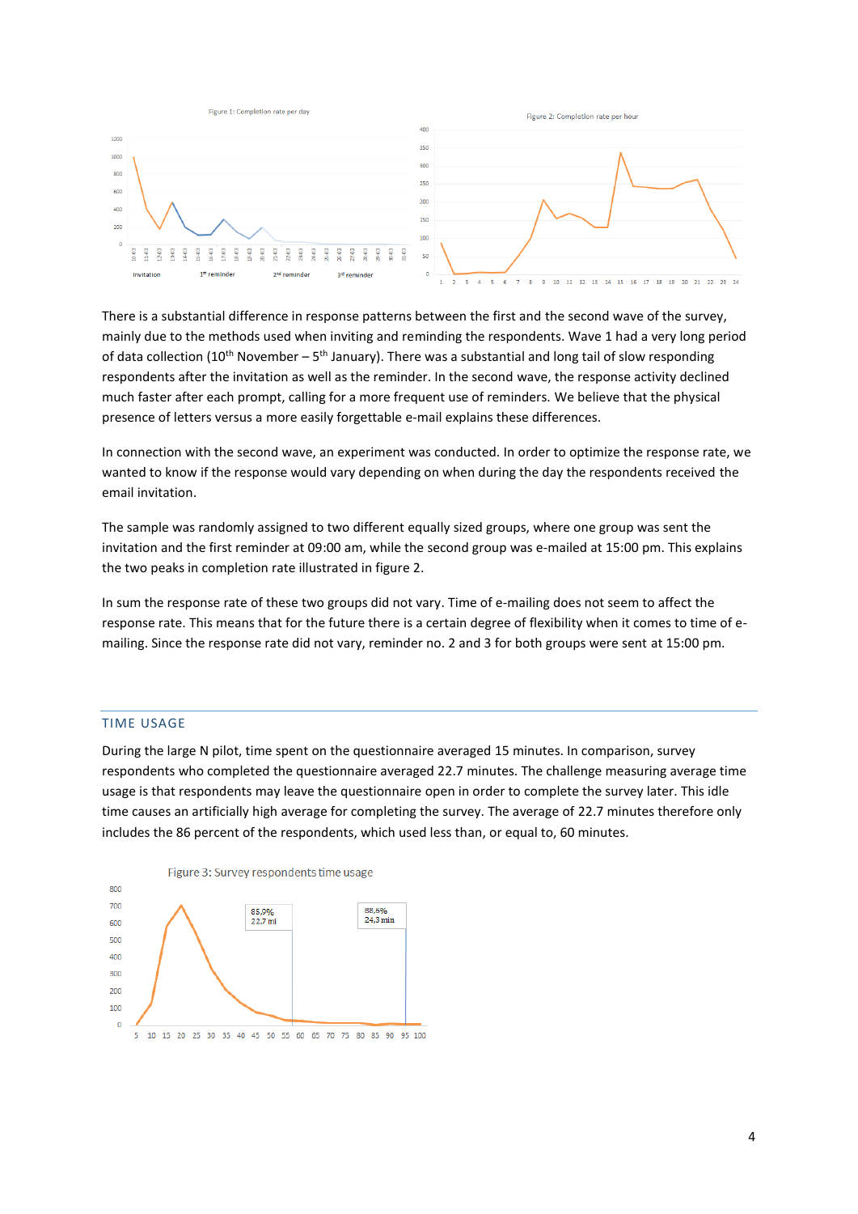Figure 1: Completion rate per day

Figure 2: Completion rate per hour

There is a substantial difference in response patterns between the first and the second wave of the survey, mainly due to the methods used when inviting and reminding the respondents. Wave 1 had a very long period of data collection (10th November – 5th January). There was a substantial and long tail of slow responding respondents after the invitation as well as the reminder. In the second wave, the response activity declined much faster after each prompt, calling for a more frequent use of reminders. We believe that the physical presence of letters versus a more easily forgettable e-mail explains these differences.

In connection with the second wave, an experiment was conducted. In order to optimize the response rate, we wanted to know if the response would vary depending on when during the day the respondents received the email invitation.

The sample was randomly assigned to two different equally sized groups, where one group was sent the invitation and the first reminder at 09:00 am, while the second group was e-mailed at 15:00 pm. This explains the two peaks in completion rate illustrated in figure 2.

In sum the response rate of these two groups did not vary. Time of e-mailing does not seem to affect the response rate. This means that for the future there is a certain degree of flexibility when it comes to time of e-mailing. Since the response rate did not vary, reminder no. 2 and 3 for both groups were sent at 15:00 pm.

## TIME USAGE

During the large N pilot, time spent on the questionnaire averaged 15 minutes. In comparison, survey respondents who completed the questionnaire averaged 22.7 minutes. The challenge measuring average time usage is that respondents may leave the questionnaire open in order to complete the survey later. This idle time causes an artificially high average for completing the survey. The average of 22.7 minutes therefore only includes the 86 percent of the respondents, which used less than, or equal to, 60 minutes.

Figure 3: Survey respondents time usage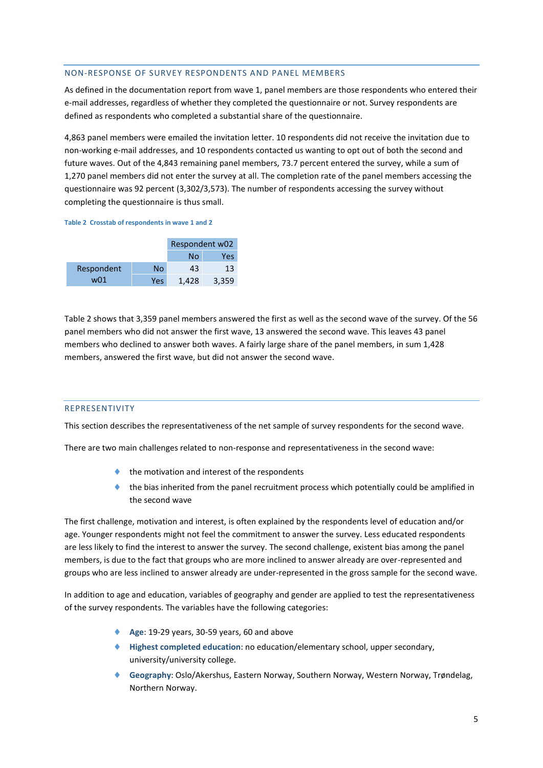## NON-RESPONSE OF SURVEY RESPONDENTS AND PANEL MEMBERS

As defined in the documentation report from wave 1, panel members are those respondents who entered their e-mail addresses, regardless of whether they completed the questionnaire or not. Survey respondents are defined as respondents who completed a substantial share of the questionnaire.

4,863 panel members were emailed the invitation letter. 10 respondents did not receive the invitation due to non-working e-mail addresses, and 10 respondents contacted us wanting to opt out of both the second and future waves. Out of the 4,843 remaining panel members, 73.7 percent entered the survey, while a sum of 1,270 panel members did not enter the survey at all. The completion rate of the panel members accessing the questionnaire was 92 percent (3,302/3,573). The number of respondents accessing the survey without completing the questionnaire is thus small.

**Table 2 Crosstab of respondents in wave 1 and 2**

| | | Respondent w02 | |
|---|---|---|---|
| | | No | Yes |
| Respondent w01 | No | 43 | 13 |
| | Yes | 1,428 | 3,359 |

Table 2 shows that 3,359 panel members answered the first as well as the second wave of the survey. Of the 56 panel members who did not answer the first wave, 13 answered the second wave. This leaves 43 panel members who declined to answer both waves. A fairly large share of the panel members, in sum 1,428 members, answered the first wave, but did not answer the second wave.

## REPRESENTIVITY

This section describes the representativeness of the net sample of survey respondents for the second wave.

There are two main challenges related to non-response and representativeness in the second wave:

- the motivation and interest of the respondents
- the bias inherited from the panel recruitment process which potentially could be amplified in the second wave

The first challenge, motivation and interest, is often explained by the respondents level of education and/or age. Younger respondents might not feel the commitment to answer the survey. Less educated respondents are less likely to find the interest to answer the survey. The second challenge, existent bias among the panel members, is due to the fact that groups who are more inclined to answer already are over-represented and groups who are less inclined to answer already are under-represented in the gross sample for the second wave.

In addition to age and education, variables of geography and gender are applied to test the representativeness of the survey respondents. The variables have the following categories:

- **Age**: 19-29 years, 30-59 years, 60 and above
- **Highest completed education**: no education/elementary school, upper secondary, university/university college.
- **Geography**: Oslo/Akershus, Eastern Norway, Southern Norway, Western Norway, Trøndelag, Northern Norway.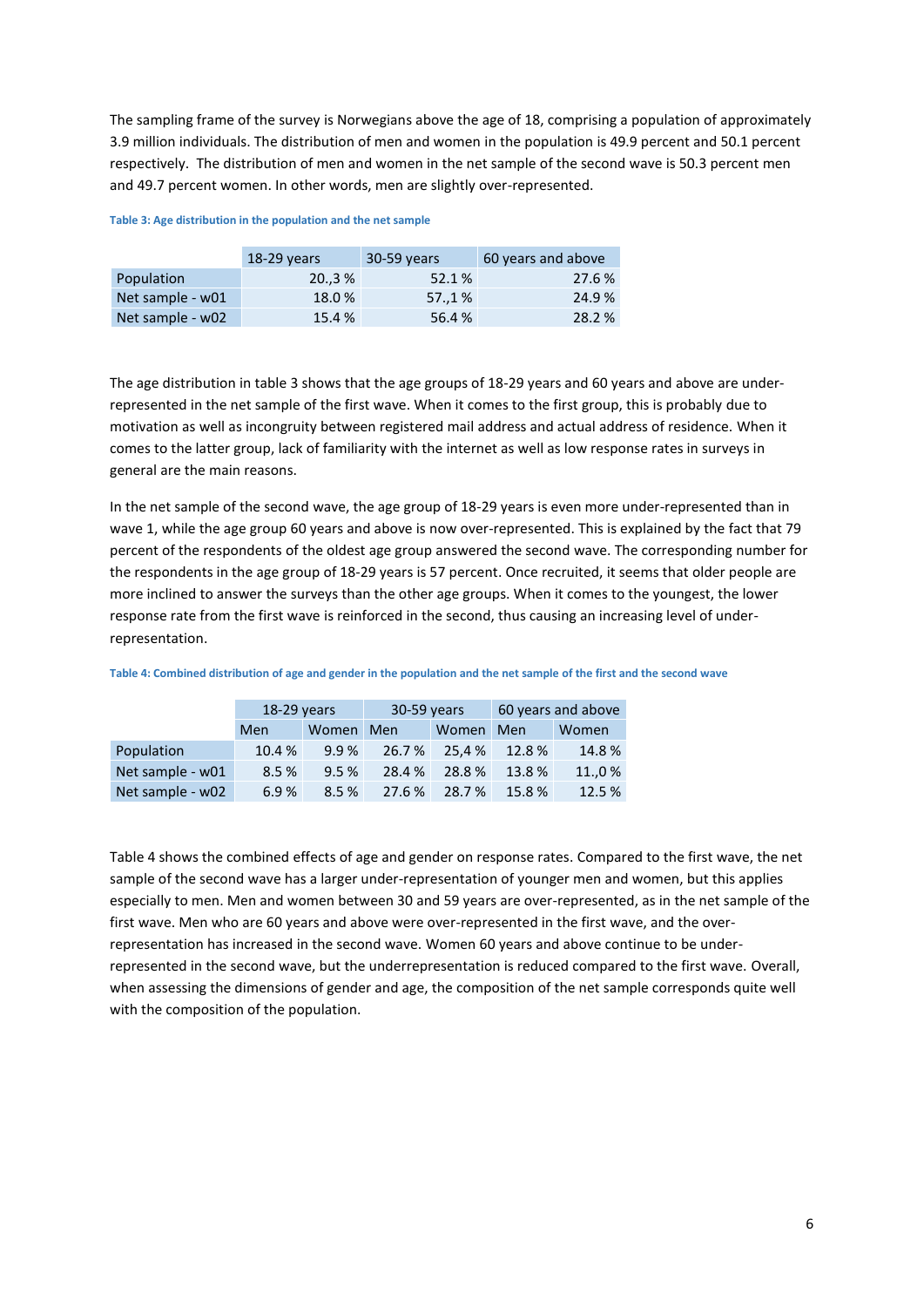The sampling frame of the survey is Norwegians above the age of 18, comprising a population of approximately 3.9 million individuals. The distribution of men and women in the population is 49.9 percent and 50.1 percent respectively. The distribution of men and women in the net sample of the second wave is 50.3 percent men and 49.7 percent women. In other words, men are slightly over-represented.

**Table 3: Age distribution in the population and the net sample**

| | 18-29 years | 30-59 years | 60 years and above |
|---|---|---|---|
| Population | 20.,3 % | 52.1 % | 27.6 % |
| Net sample - w01 | 18.0 % | 57.,1 % | 24.9 % |
| Net sample - w02 | 15.4 % | 56.4 % | 28.2 % |

The age distribution in table 3 shows that the age groups of 18-29 years and 60 years and above are under-represented in the net sample of the first wave. When it comes to the first group, this is probably due to motivation as well as incongruity between registered mail address and actual address of residence. When it comes to the latter group, lack of familiarity with the internet as well as low response rates in surveys in general are the main reasons.

In the net sample of the second wave, the age group of 18-29 years is even more under-represented than in wave 1, while the age group 60 years and above is now over-represented. This is explained by the fact that 79 percent of the respondents of the oldest age group answered the second wave. The corresponding number for the respondents in the age group of 18-29 years is 57 percent. Once recruited, it seems that older people are more inclined to answer the surveys than the other age groups. When it comes to the youngest, the lower response rate from the first wave is reinforced in the second, thus causing an increasing level of under-representation.

**Table 4: Combined distribution of age and gender in the population and the net sample of the first and the second wave**

| | 18-29 years | | 30-59 years | | 60 years and above | |
|---|---|---|---|---|---|---|
| | Men | Women | Men | Women | Men | Women |
| Population | 10.4 % | 9.9 % | 26.7 % | 25,4 % | 12.8 % | 14.8 % |
| Net sample - w01 | 8.5 % | 9.5 % | 28.4 % | 28.8 % | 13.8 % | 11.,0 % |
| Net sample - w02 | 6.9 % | 8.5 % | 27.6 % | 28.7 % | 15.8 % | 12.5 % |

Table 4 shows the combined effects of age and gender on response rates. Compared to the first wave, the net sample of the second wave has a larger under-representation of younger men and women, but this applies especially to men. Men and women between 30 and 59 years are over-represented, as in the net sample of the first wave. Men who are 60 years and above were over-represented in the first wave, and the over-representation has increased in the second wave. Women 60 years and above continue to be under-represented in the second wave, but the underrepresentation is reduced compared to the first wave. Overall, when assessing the dimensions of gender and age, the composition of the net sample corresponds quite well with the composition of the population.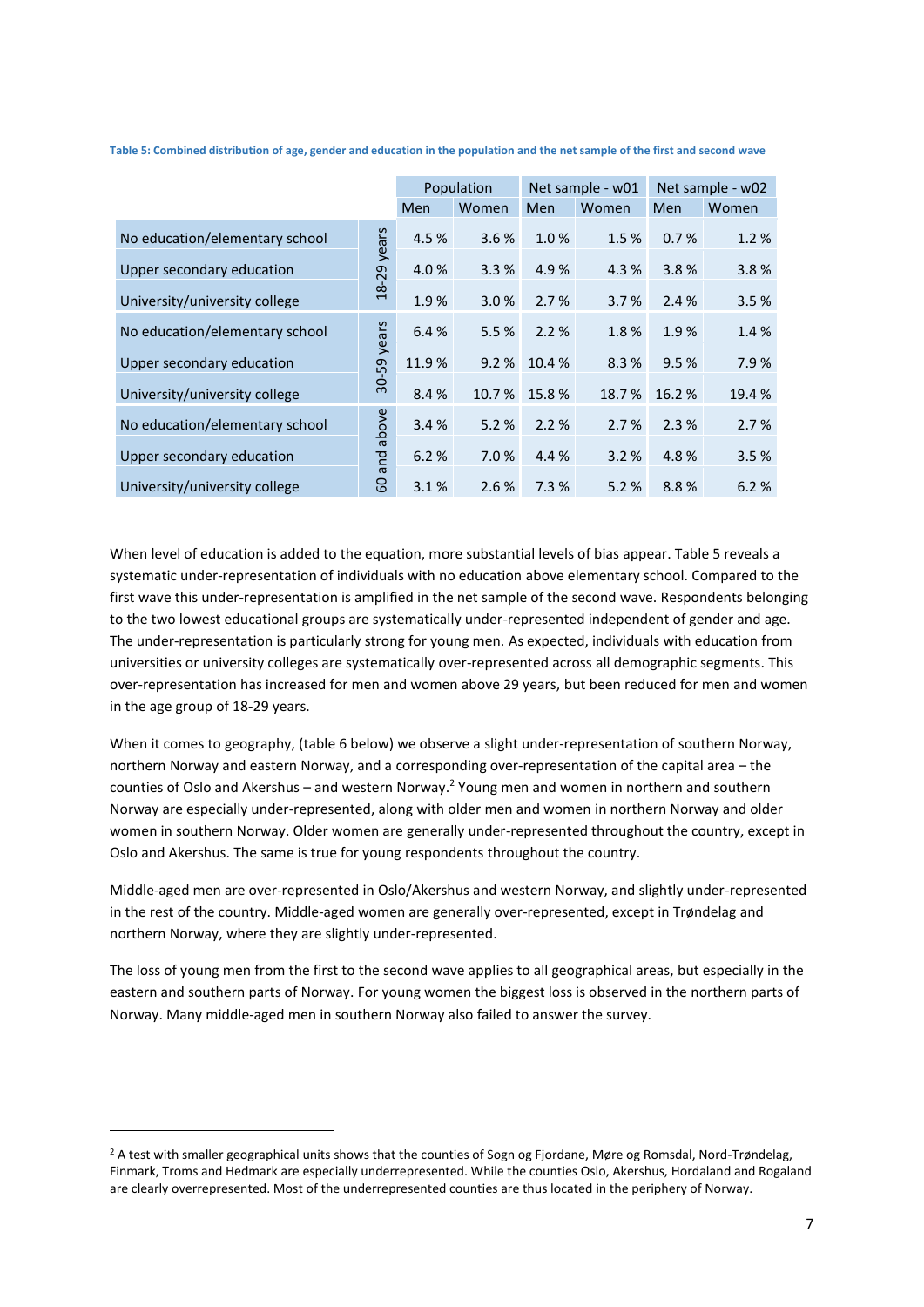**Table 5: Combined distribution of age, gender and education in the population and the net sample of the first and second wave**

| | | Population | | Net sample - w01 | | Net sample - w02 | |
|---|---|---|---|---|---|---|---|
| | | Men | Women | Men | Women | Men | Women |
| No education/elementary school | 18-29 years | 4.5 % | 3.6 % | 1.0 % | 1.5 % | 0.7 % | 1.2 % |
| Upper secondary education | 18-29 years | 4.0 % | 3.3 % | 4.9 % | 4.3 % | 3.8 % | 3.8 % |
| University/university college | 18-29 years | 1.9 % | 3.0 % | 2.7 % | 3.7 % | 2.4 % | 3.5 % |
| No education/elementary school | 30-59 years | 6.4 % | 5.5 % | 2.2 % | 1.8 % | 1.9 % | 1.4 % |
| Upper secondary education | 30-59 years | 11.9 % | 9.2 % | 10.4 % | 8.3 % | 9.5 % | 7.9 % |
| University/university college | 30-59 years | 8.4 % | 10.7 % | 15.8 % | 18.7 % | 16.2 % | 19.4 % |
| No education/elementary school | 60 and above | 3.4 % | 5.2 % | 2.2 % | 2.7 % | 2.3 % | 2.7 % |
| Upper secondary education | 60 and above | 6.2 % | 7.0 % | 4.4 % | 3.2 % | 4.8 % | 3.5 % |
| University/university college | 60 and above | 3.1 % | 2.6 % | 7.3 % | 5.2 % | 8.8 % | 6.2 % |

When level of education is added to the equation, more substantial levels of bias appear. Table 5 reveals a systematic under-representation of individuals with no education above elementary school. Compared to the first wave this under-representation is amplified in the net sample of the second wave. Respondents belonging to the two lowest educational groups are systematically under-represented independent of gender and age. The under-representation is particularly strong for young men. As expected, individuals with education from universities or university colleges are systematically over-represented across all demographic segments. This over-representation has increased for men and women above 29 years, but been reduced for men and women in the age group of 18-29 years.

When it comes to geography, (table 6 below) we observe a slight under-representation of southern Norway, northern Norway and eastern Norway, and a corresponding over-representation of the capital area – the counties of Oslo and Akershus – and western Norway.[2] Young men and women in northern and southern Norway are especially under-represented, along with older men and women in northern Norway and older women in southern Norway. Older women are generally under-represented throughout the country, except in Oslo and Akershus. The same is true for young respondents throughout the country.

Middle-aged men are over-represented in Oslo/Akershus and western Norway, and slightly under-represented in the rest of the country. Middle-aged women are generally over-represented, except in Trøndelag and northern Norway, where they are slightly under-represented.

The loss of young men from the first to the second wave applies to all geographical areas, but especially in the eastern and southern parts of Norway. For young women the biggest loss is observed in the northern parts of Norway. Many middle-aged men in southern Norway also failed to answer the survey.

[2] A test with smaller geographical units shows that the counties of Sogn og Fjordane, Møre og Romsdal, Nord-Trøndelag, Finmark, Troms and Hedmark are especially underrepresented. While the counties Oslo, Akershus, Hordaland and Rogaland are clearly overrepresented. Most of the underrepresented counties are thus located in the periphery of Norway.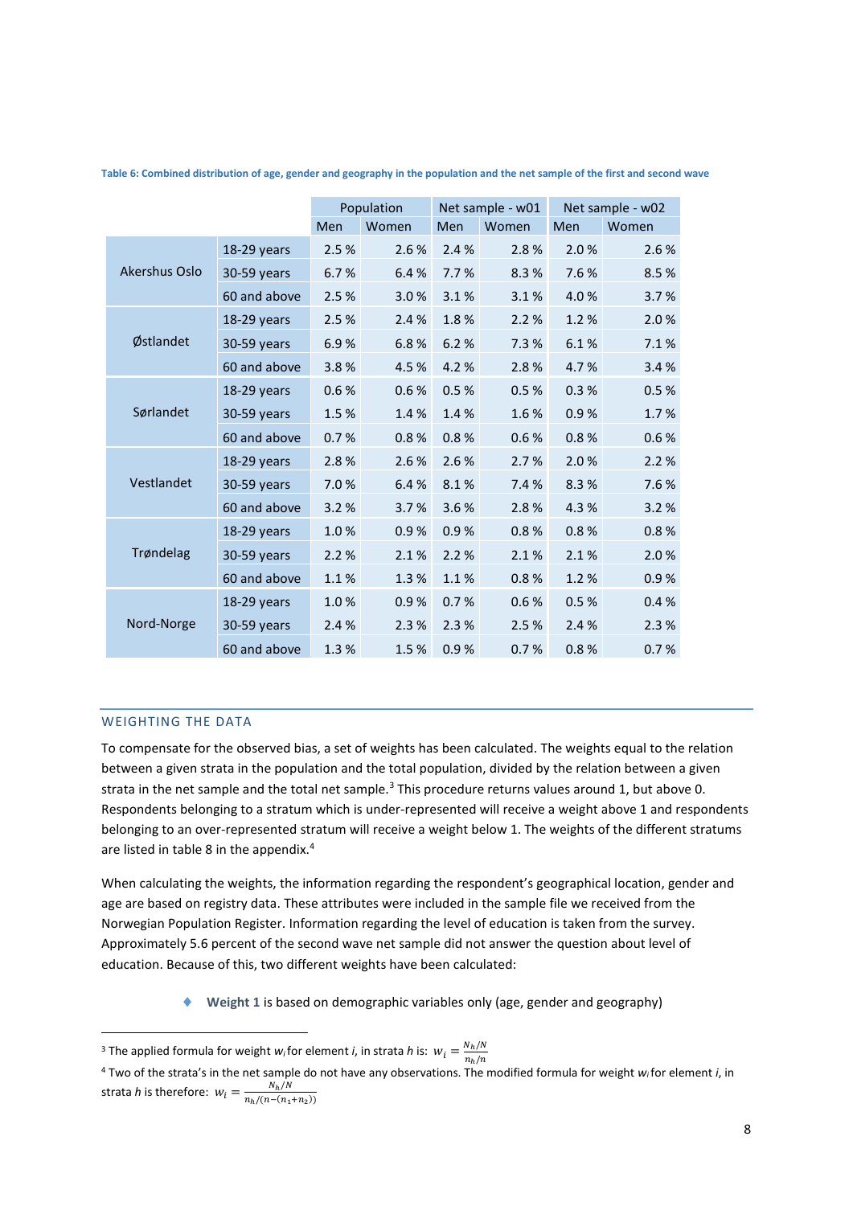**Table 6: Combined distribution of age, gender and geography in the population and the net sample of the first and second wave**

| | | Population | | Net sample - w01 | | Net sample - w02 | |
|---|---|---|---|---|---|---|---|
| | | Men | Women | Men | Women | Men | Women |
| Akershus Oslo | 18-29 years | 2.5 % | 2.6 % | 2.4 % | 2.8 % | 2.0 % | 2.6 % |
| | 30-59 years | 6.7 % | 6.4 % | 7.7 % | 8.3 % | 7.6 % | 8.5 % |
| | 60 and above | 2.5 % | 3.0 % | 3.1 % | 3.1 % | 4.0 % | 3.7 % |
| Østlandet | 18-29 years | 2.5 % | 2.4 % | 1.8 % | 2.2 % | 1.2 % | 2.0 % |
| | 30-59 years | 6.9 % | 6.8 % | 6.2 % | 7.3 % | 6.1 % | 7.1 % |
| | 60 and above | 3.8 % | 4.5 % | 4.2 % | 2.8 % | 4.7 % | 3.4 % |
| Sørlandet | 18-29 years | 0.6 % | 0.6 % | 0.5 % | 0.5 % | 0.3 % | 0.5 % |
| | 30-59 years | 1.5 % | 1.4 % | 1.4 % | 1.6 % | 0.9 % | 1.7 % |
| | 60 and above | 0.7 % | 0.8 % | 0.8 % | 0.6 % | 0.8 % | 0.6 % |
| Vestlandet | 18-29 years | 2.8 % | 2.6 % | 2.6 % | 2.7 % | 2.0 % | 2.2 % |
| | 30-59 years | 7.0 % | 6.4 % | 8.1 % | 7.4 % | 8.3 % | 7.6 % |
| | 60 and above | 3.2 % | 3.7 % | 3.6 % | 2.8 % | 4.3 % | 3.2 % |
| Trøndelag | 18-29 years | 1.0 % | 0.9 % | 0.9 % | 0.8 % | 0.8 % | 0.8 % |
| | 30-59 years | 2.2 % | 2.1 % | 2.2 % | 2.1 % | 2.1 % | 2.0 % |
| | 60 and above | 1.1 % | 1.3 % | 1.1 % | 0.8 % | 1.2 % | 0.9 % |
| Nord-Norge | 18-29 years | 1.0 % | 0.9 % | 0.7 % | 0.6 % | 0.5 % | 0.4 % |
| | 30-59 years | 2.4 % | 2.3 % | 2.3 % | 2.5 % | 2.4 % | 2.3 % |
| | 60 and above | 1.3 % | 1.5 % | 0.9 % | 0.7 % | 0.8 % | 0.7 % |

## WEIGHTING THE DATA

To compensate for the observed bias, a set of weights has been calculated. The weights equal to the relation between a given strata in the population and the total population, divided by the relation between a given strata in the net sample and the total net sample.[3] This procedure returns values around 1, but above 0. Respondents belonging to a stratum which is under-represented will receive a weight above 1 and respondents belonging to an over-represented stratum will receive a weight below 1. The weights of the different stratums are listed in table 8 in the appendix.[4]

When calculating the weights, the information regarding the respondent's geographical location, gender and age are based on registry data. These attributes were included in the sample file we received from the Norwegian Population Register. Information regarding the level of education is taken from the survey. Approximately 5.6 percent of the second wave net sample did not answer the question about level of education. Because of this, two different weights have been calculated:

- **Weight 1** is based on demographic variables only (age, gender and geography)

[3] The applied formula for weight $w_i$ for element *i*, in strata *h* is: $w_i = \frac{N_h/N}{n_h/n}$

[4] Two of the strata's in the net sample do not have any observations. The modified formula for weight $w_i$ for element *i*, in strata *h* is therefore: $w_i = \frac{N_h/N}{n_h/(n-(n_1+n_2))}$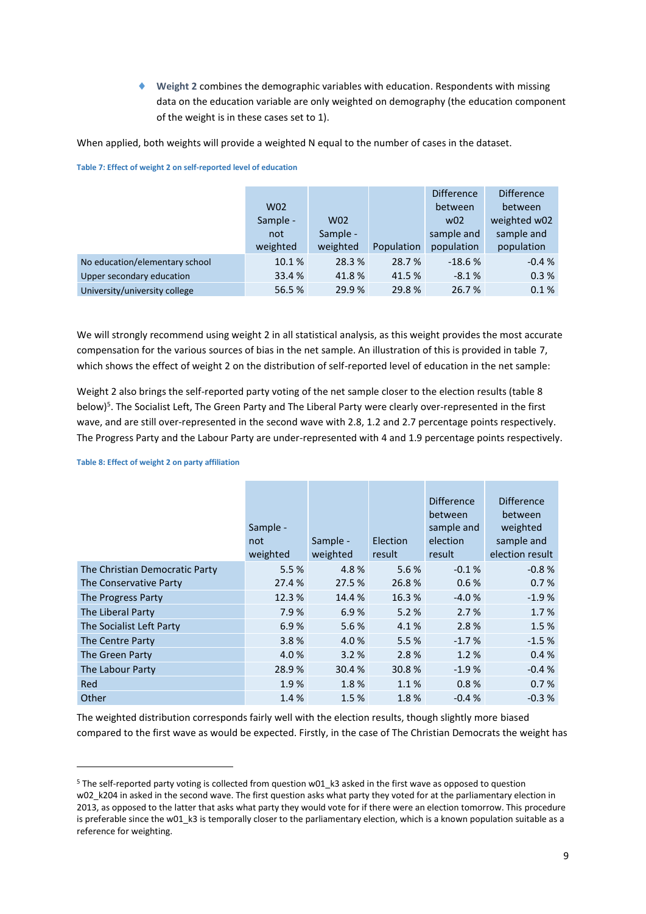- **Weight 2** combines the demographic variables with education. Respondents with missing data on the education variable are only weighted on demography (the education component of the weight is in these cases set to 1).

When applied, both weights will provide a weighted N equal to the number of cases in the dataset.

**Table 7: Effect of weight 2 on self-reported level of education**

| | W02 Sample - not weighted | W02 Sample - weighted | Population | Difference between w02 sample and population | Difference between weighted w02 sample and population |
|---|---|---|---|---|---|
| No education/elementary school | 10.1 % | 28.3 % | 28.7 % | -18.6 % | -0.4 % |
| Upper secondary education | 33.4 % | 41.8 % | 41.5 % | -8.1 % | 0.3 % |
| University/university college | 56.5 % | 29.9 % | 29.8 % | 26.7 % | 0.1 % |

We will strongly recommend using weight 2 in all statistical analysis, as this weight provides the most accurate compensation for the various sources of bias in the net sample. An illustration of this is provided in table 7, which shows the effect of weight 2 on the distribution of self-reported level of education in the net sample:

Weight 2 also brings the self-reported party voting of the net sample closer to the election results (table 8 below)[5]. The Socialist Left, The Green Party and The Liberal Party were clearly over-represented in the first wave, and are still over-represented in the second wave with 2.8, 1.2 and 2.7 percentage points respectively. The Progress Party and the Labour Party are under-represented with 4 and 1.9 percentage points respectively.

**Table 8: Effect of weight 2 on party affiliation**

| | Sample - not weighted | Sample - weighted | Election result | Difference between sample and election result | Difference between weighted sample and election result |
|---|---|---|---|---|---|
| The Christian Democratic Party | 5.5 % | 4.8 % | 5.6 % | -0.1 % | -0.8 % |
| The Conservative Party | 27.4 % | 27.5 % | 26.8 % | 0.6 % | 0.7 % |
| The Progress Party | 12.3 % | 14.4 % | 16.3 % | -4.0 % | -1.9 % |
| The Liberal Party | 7.9 % | 6.9 % | 5.2 % | 2.7 % | 1.7 % |
| The Socialist Left Party | 6.9 % | 5.6 % | 4.1 % | 2.8 % | 1.5 % |
| The Centre Party | 3.8 % | 4.0 % | 5.5 % | -1.7 % | -1.5 % |
| The Green Party | 4.0 % | 3.2 % | 2.8 % | 1.2 % | 0.4 % |
| The Labour Party | 28.9 % | 30.4 % | 30.8 % | -1.9 % | -0.4 % |
| Red | 1.9 % | 1.8 % | 1.1 % | 0.8 % | 0.7 % |
| Other | 1.4 % | 1.5 % | 1.8 % | -0.4 % | -0.3 % |

The weighted distribution corresponds fairly well with the election results, though slightly more biased compared to the first wave as would be expected. Firstly, in the case of The Christian Democrats the weight has

[5] The self-reported party voting is collected from question w01_k3 asked in the first wave as opposed to question w02_k204 in asked in the second wave. The first question asks what party they voted for at the parliamentary election in 2013, as opposed to the latter that asks what party they would vote for if there were an election tomorrow. This procedure is preferable since the w01_k3 is temporally closer to the parliamentary election, which is a known population suitable as a reference for weighting.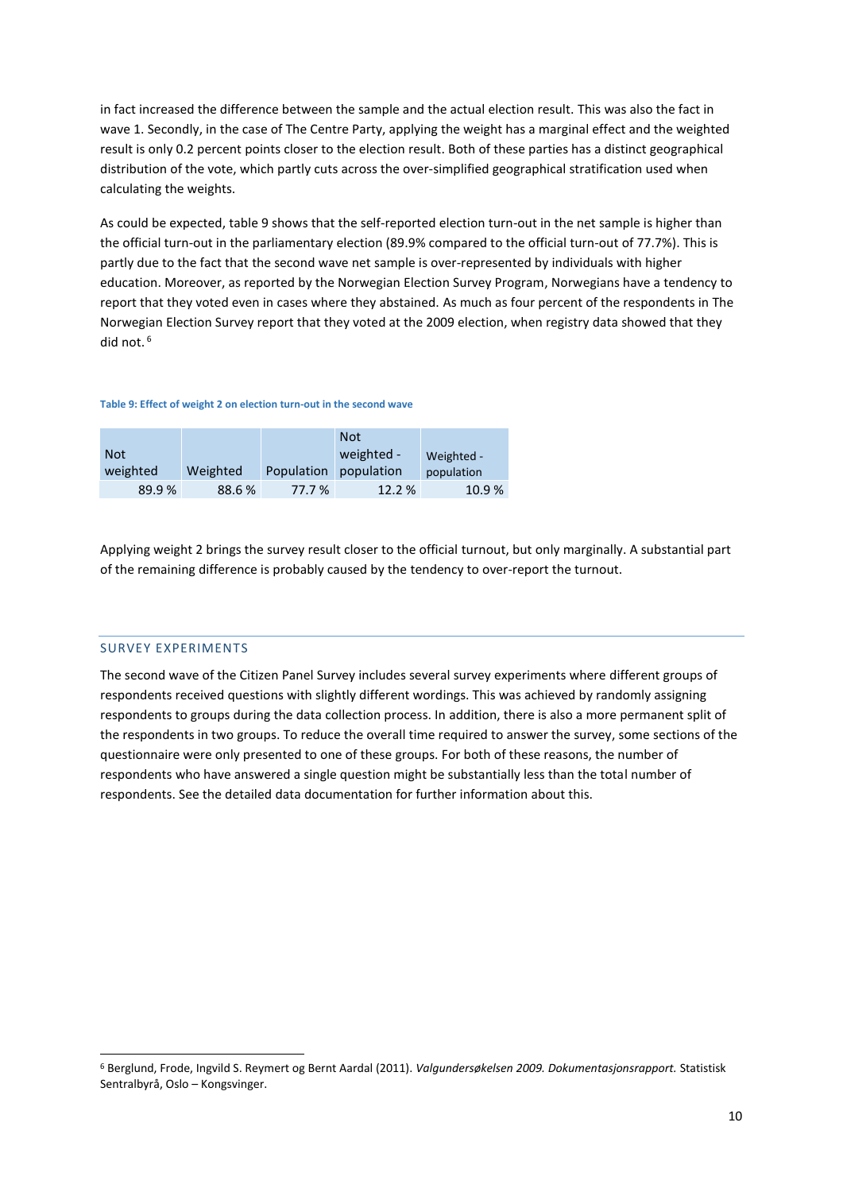in fact increased the difference between the sample and the actual election result. This was also the fact in wave 1. Secondly, in the case of The Centre Party, applying the weight has a marginal effect and the weighted result is only 0.2 percent points closer to the election result. Both of these parties has a distinct geographical distribution of the vote, which partly cuts across the over-simplified geographical stratification used when calculating the weights.

As could be expected, table 9 shows that the self-reported election turn-out in the net sample is higher than the official turn-out in the parliamentary election (89.9% compared to the official turn-out of 77.7%). This is partly due to the fact that the second wave net sample is over-represented by individuals with higher education. Moreover, as reported by the Norwegian Election Survey Program, Norwegians have a tendency to report that they voted even in cases where they abstained. As much as four percent of the respondents in The Norwegian Election Survey report that they voted at the 2009 election, when registry data showed that they did not.[6]

**Table 9: Effect of weight 2 on election turn-out in the second wave**

| Not weighted | Weighted | Population | Not weighted - population | Weighted - population |
|---|---|---|---|---|
| 89.9 % | 88.6 % | 77.7 % | 12.2 % | 10.9 % |

Applying weight 2 brings the survey result closer to the official turnout, but only marginally. A substantial part of the remaining difference is probably caused by the tendency to over-report the turnout.

## SURVEY EXPERIMENTS

The second wave of the Citizen Panel Survey includes several survey experiments where different groups of respondents received questions with slightly different wordings. This was achieved by randomly assigning respondents to groups during the data collection process. In addition, there is also a more permanent split of the respondents in two groups. To reduce the overall time required to answer the survey, some sections of the questionnaire were only presented to one of these groups. For both of these reasons, the number of respondents who have answered a single question might be substantially less than the total number of respondents. See the detailed data documentation for further information about this.

[6] Berglund, Frode, Ingvild S. Reymert og Bernt Aardal (2011). *Valgundersøkelsen 2009. Dokumentasjonsrapport.* Statistisk Sentralbyrå, Oslo – Kongsvinger.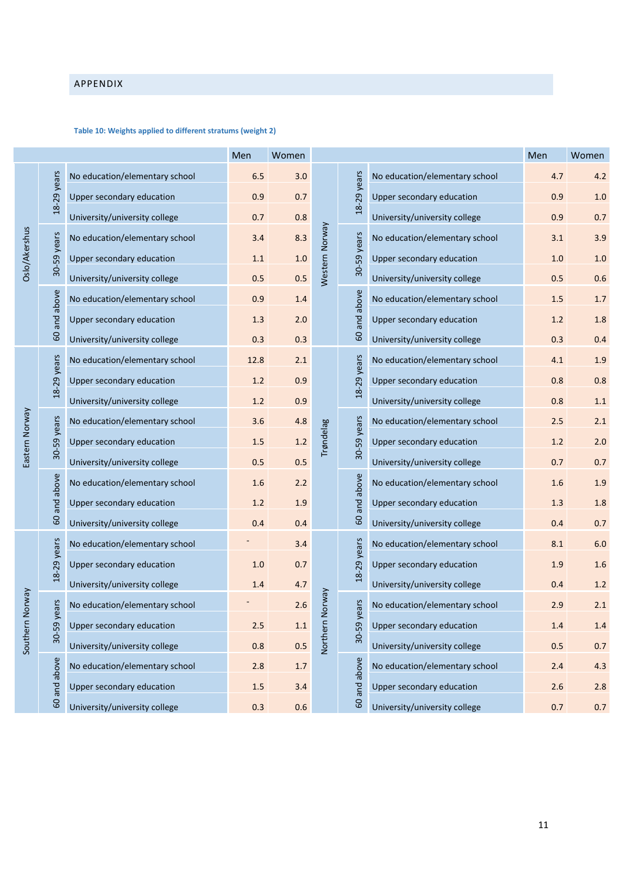## APPENDIX

**Table 10: Weights applied to different stratums (weight 2)**

| | | | Men | Women | | | | Men | Women |
|---|---|---|---|---|---|---|---|---|---|
| Oslo/Akershus | 18-29 years | No education/elementary school | 6.5 | 3.0 | Western Norway | 18-29 years | No education/elementary school | 4.7 | 4.2 |
| | | Upper secondary education | 0.9 | 0.7 | | | Upper secondary education | 0.9 | 1.0 |
| | | University/university college | 0.7 | 0.8 | | | University/university college | 0.9 | 0.7 |
| | 30-59 years | No education/elementary school | 3.4 | 8.3 | | 30-59 years | No education/elementary school | 3.1 | 3.9 |
| | | Upper secondary education | 1.1 | 1.0 | | | Upper secondary education | 1.0 | 1.0 |
| | | University/university college | 0.5 | 0.5 | | | University/university college | 0.5 | 0.6 |
| | 60 and above | No education/elementary school | 0.9 | 1.4 | | 60 and above | No education/elementary school | 1.5 | 1.7 |
| | | Upper secondary education | 1.3 | 2.0 | | | Upper secondary education | 1.2 | 1.8 |
| | | University/university college | 0.3 | 0.3 | | | University/university college | 0.3 | 0.4 |
| Eastern Norway | 18-29 years | No education/elementary school | 12.8 | 2.1 | Trøndelag | 18-29 years | No education/elementary school | 4.1 | 1.9 |
| | | Upper secondary education | 1.2 | 0.9 | | | Upper secondary education | 0.8 | 0.8 |
| | | University/university college | 1.2 | 0.9 | | | University/university college | 0.8 | 1.1 |
| | 30-59 years | No education/elementary school | 3.6 | 4.8 | | 30-59 years | No education/elementary school | 2.5 | 2.1 |
| | | Upper secondary education | 1.5 | 1.2 | | | Upper secondary education | 1.2 | 2.0 |
| | | University/university college | 0.5 | 0.5 | | | University/university college | 0.7 | 0.7 |
| | 60 and above | No education/elementary school | 1.6 | 2.2 | | 60 and above | No education/elementary school | 1.6 | 1.9 |
| | | Upper secondary education | 1.2 | 1.9 | | | Upper secondary education | 1.3 | 1.8 |
| | | University/university college | 0.4 | 0.4 | | | University/university college | 0.4 | 0.7 |
| Southern Norway | 18-29 years | No education/elementary school | - | 3.4 | Northern Norway | 18-29 years | No education/elementary school | 8.1 | 6.0 |
| | | Upper secondary education | 1.0 | 0.7 | | | Upper secondary education | 1.9 | 1.6 |
| | | University/university college | 1.4 | 4.7 | | | University/university college | 0.4 | 1.2 |
| | 30-59 years | No education/elementary school | - | 2.6 | | 30-59 years | No education/elementary school | 2.9 | 2.1 |
| | | Upper secondary education | 2.5 | 1.1 | | | Upper secondary education | 1.4 | 1.4 |
| | | University/university college | 0.8 | 0.5 | | | University/university college | 0.5 | 0.7 |
| | 60 and above | No education/elementary school | 2.8 | 1.7 | | 60 and above | No education/elementary school | 2.4 | 4.3 |
| | | Upper secondary education | 1.5 | 3.4 | | | Upper secondary education | 2.6 | 2.8 |
| | | University/university college | 0.3 | 0.6 | | | University/university college | 0.7 | 0.7 |